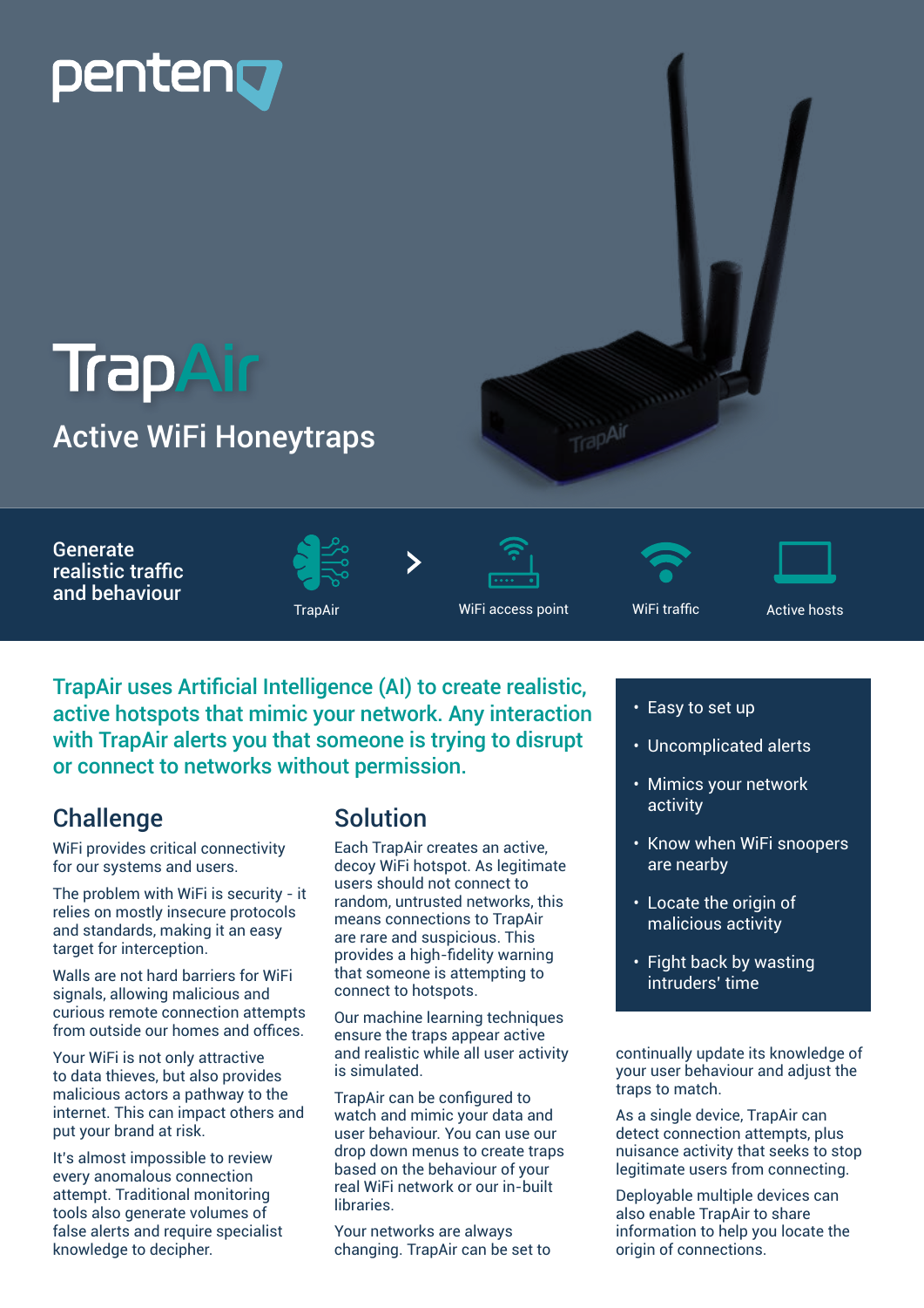penteno

# TrapAir

## Active WiFi Honeytraps

**Generate realistic traffic and behaviour**

TrapAir > WiFi access point — WiFi traffic — Active hosts

**TrapAir uses Artificial Intelligence (AI) to create realistic, active hotspots that mimic your network. Any interaction with TrapAir alerts you that someone is trying to disrupt or connect to networks without permission.**

## Challenge

WiFi provides critical connectivity for our systems and users.

The problem with WiFi is security - it relies on mostly insecure protocols and standards, making it an easy target for interception.

Walls are not hard barriers for WiFi signals, allowing malicious and curious remote connection attempts from outside our homes and offices.

Your WiFi is not only attractive to data thieves, but also provides malicious actors a pathway to the internet. This can impact others and put your brand at risk.

It's almost impossible to review every anomalous connection attempt. Traditional monitoring tools also generate volumes of false alerts and require specialist knowledge to decipher.

## Solution

Each TrapAir creates an active, decoy WiFi hotspot. As legitimate users should not connect to random, untrusted networks, this means connections to TrapAir are rare and suspicious. This provides a high-fidelity warning that someone is attempting to connect to hotspots.

Our machine learning techniques ensure the traps appear active and realistic while all user activity is simulated.

TrapAir can be configured to watch and mimic your data and user behaviour. You can use our drop down menus to create traps based on the behaviour of your real WiFi network or our in-built libraries.

Your networks are always changing. TrapAir can be set to continually update its knowledge of your user behaviour and adjust the traps to match.

As a single device, TrapAir can detect connection attempts, plus nuisance activity that seeks to stop legitimate users from connecting.

Deployable multiple devices can also enable TrapAir to share information to help you locate the origin of connections.

- Easy to set up
- Uncomplicated alerts
- Mimics your network activity
- Know when WiFi snoopers are nearby
- Locate the origin of malicious activity
- Fight back by wasting intruders' time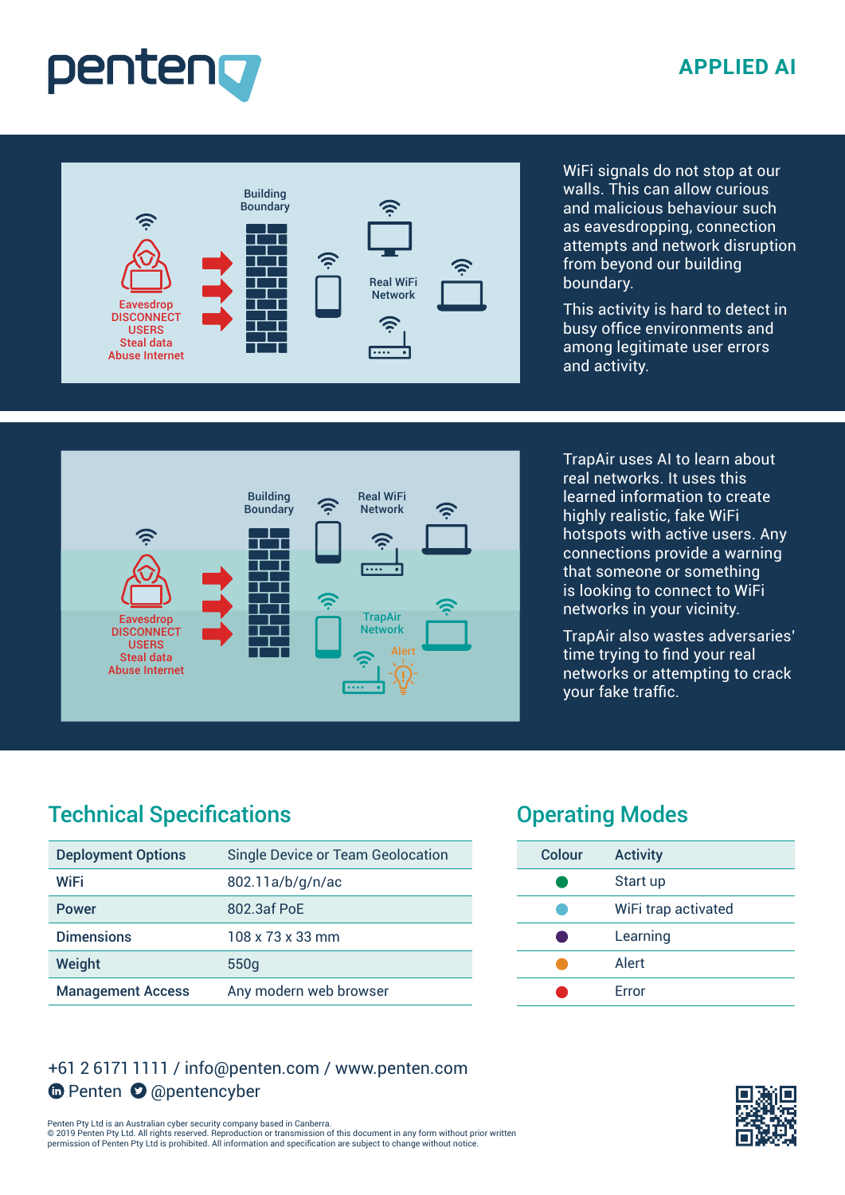# APPLIED AI

Building Boundary

Eavesdrop
DISCONNECT
USERS
Steal data
Abuse Internet

Real WiFi Network

WiFi signals do not stop at our walls. This can allow curious and malicious behaviour such as eavesdropping, connection attempts and network disruption from beyond our building boundary.

This activity is hard to detect in busy office environments and among legitimate user errors and activity.

Building Boundary

Real WiFi Network

Eavesdrop
DISCONNECT
USERS
Steal data
Abuse Internet

TrapAir Network

Alert

TrapAir uses AI to learn about real networks. It uses this learned information to create highly realistic, fake WiFi hotspots with active users. Any connections provide a warning that someone or something is looking to connect to WiFi networks in your vicinity.

TrapAir also wastes adversaries' time trying to find your real networks or attempting to crack your fake traffic.

## Technical Specifications

| | |
|---|---|
| Deployment Options | Single Device or Team Geolocation |
| WiFi | 802.11a/b/g/n/ac |
| Power | 802.3af PoE |
| Dimensions | 108 x 73 x 33 mm |
| Weight | 550g |
| Management Access | Any modern web browser |

## Operating Modes

| Colour | Activity |
|---|---|
| Green | Start up |
| Light blue | WiFi trap activated |
| Purple | Learning |
| Orange | Alert |
| Red | Error |

+61 2 6171 1111 / info@penten.com / www.penten.com

Penten @pentencyber

Penten Pty Ltd is an Australian cyber security company based in Canberra.
© 2019 Penten Pty Ltd. All rights reserved. Reproduction or transmission of this document in any form without prior written permission of Penten Pty Ltd is prohibited. All information and specification are subject to change without notice.